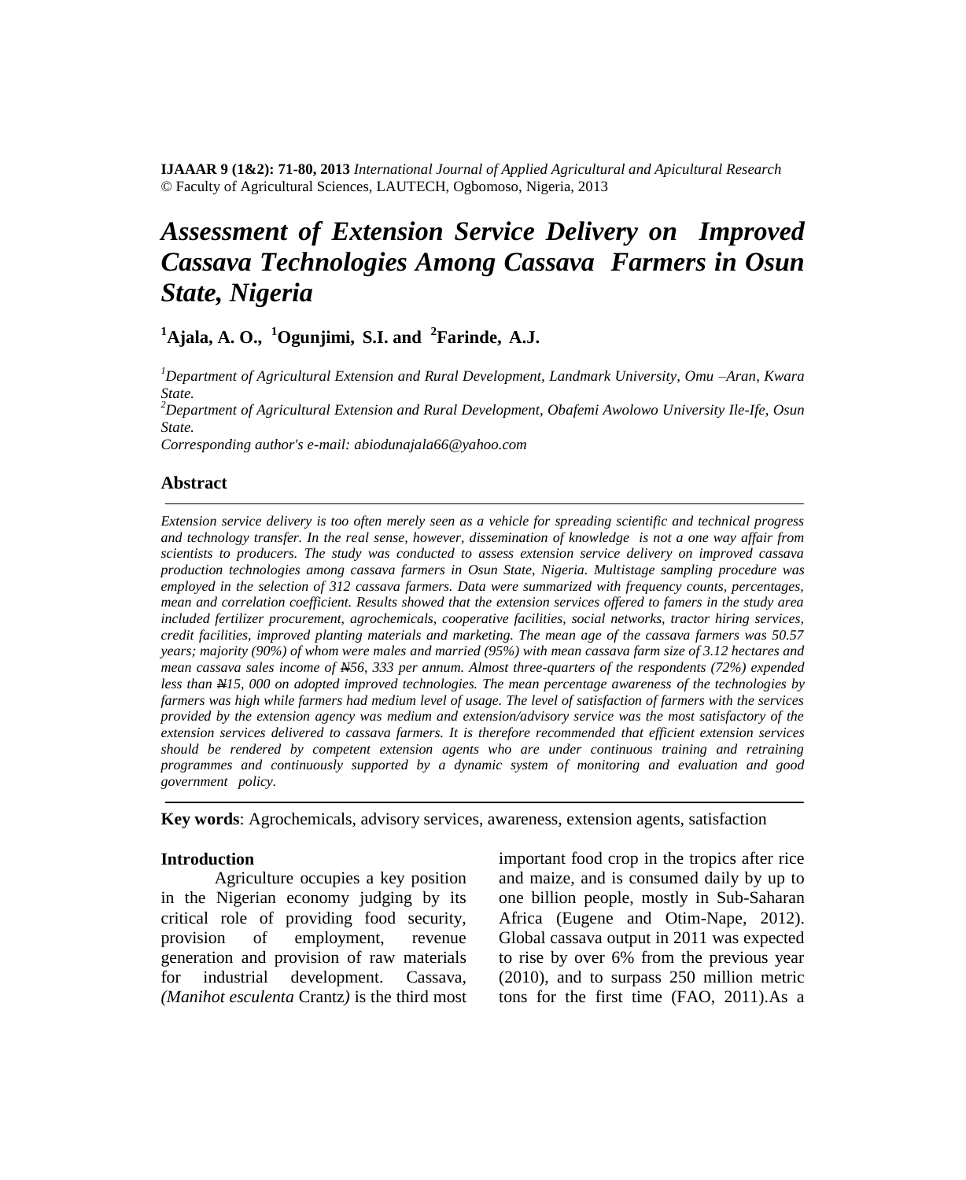**IJAAAR 9 (1&2): 71-80, 2013** *International Journal of Applied Agricultural and Apicultural Research*
© Faculty of Agricultural Sciences, LAUTECH, Ogbomoso, Nigeria, 2013

# *Assessment of Extension Service Delivery on Improved Cassava Technologies Among Cassava Farmers in Osun State, Nigeria*

**[1]Ajala, A. O., [1]Ogunjimi, S.I. and [2]Farinde, A.J.**

*[1]Department of Agricultural Extension and Rural Development, Landmark University, Omu –Aran, Kwara State.*
*[2]Department of Agricultural Extension and Rural Development, Obafemi Awolowo University Ile-Ife, Osun State.*
*Corresponding author's e-mail: abiodunajala66@yahoo.com*

## Abstract

*Extension service delivery is too often merely seen as a vehicle for spreading scientific and technical progress and technology transfer. In the real sense, however, dissemination of knowledge is not a one way affair from scientists to producers. The study was conducted to assess extension service delivery on improved cassava production technologies among cassava farmers in Osun State, Nigeria. Multistage sampling procedure was employed in the selection of 312 cassava farmers. Data were summarized with frequency counts, percentages, mean and correlation coefficient. Results showed that the extension services offered to famers in the study area included fertilizer procurement, agrochemicals, cooperative facilities, social networks, tractor hiring services, credit facilities, improved planting materials and marketing. The mean age of the cassava farmers was 50.57 years; majority (90%) of whom were males and married (95%) with mean cassava farm size of 3.12 hectares and mean cassava sales income of ₦56, 333 per annum. Almost three-quarters of the respondents (72%) expended less than ₦15, 000 on adopted improved technologies. The mean percentage awareness of the technologies by farmers was high while farmers had medium level of usage. The level of satisfaction of farmers with the services provided by the extension agency was medium and extension/advisory service was the most satisfactory of the extension services delivered to cassava farmers. It is therefore recommended that efficient extension services should be rendered by competent extension agents who are under continuous training and retraining programmes and continuously supported by a dynamic system of monitoring and evaluation and good government policy.*

**Key words**: Agrochemicals, advisory services, awareness, extension agents, satisfaction

## Introduction

Agriculture occupies a key position in the Nigerian economy judging by its critical role of providing food security, provision of employment, revenue generation and provision of raw materials for industrial development. Cassava, *(Manihot esculenta* Crantz*)* is the third most important food crop in the tropics after rice and maize, and is consumed daily by up to one billion people, mostly in Sub-Saharan Africa (Eugene and Otim-Nape, 2012). Global cassava output in 2011 was expected to rise by over 6% from the previous year (2010), and to surpass 250 million metric tons for the first time (FAO, 2011).As a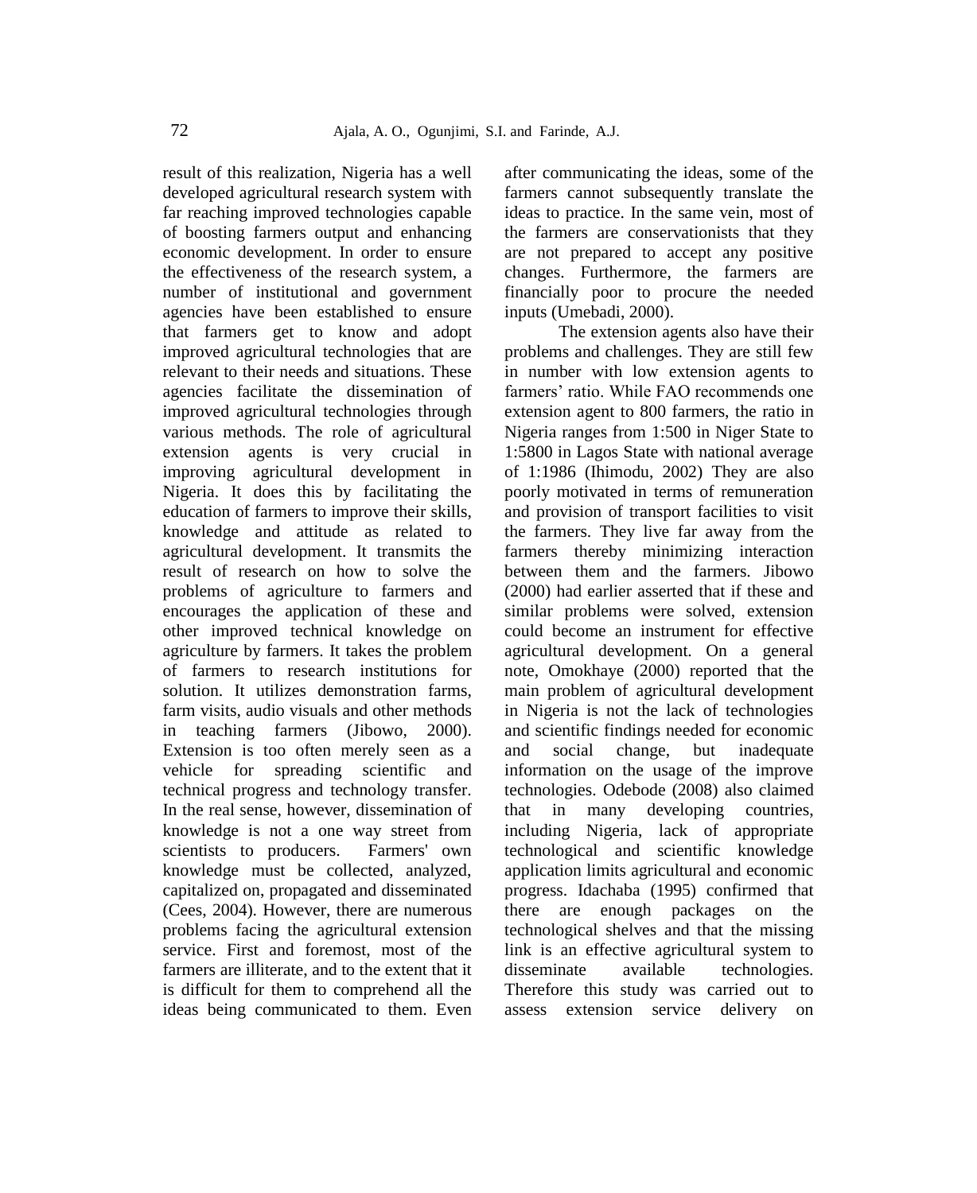result of this realization, Nigeria has a well developed agricultural research system with far reaching improved technologies capable of boosting farmers output and enhancing economic development. In order to ensure the effectiveness of the research system, a number of institutional and government agencies have been established to ensure that farmers get to know and adopt improved agricultural technologies that are relevant to their needs and situations. These agencies facilitate the dissemination of improved agricultural technologies through various methods. The role of agricultural extension agents is very crucial in improving agricultural development in Nigeria. It does this by facilitating the education of farmers to improve their skills, knowledge and attitude as related to agricultural development. It transmits the result of research on how to solve the problems of agriculture to farmers and encourages the application of these and other improved technical knowledge on agriculture by farmers. It takes the problem of farmers to research institutions for solution. It utilizes demonstration farms, farm visits, audio visuals and other methods in teaching farmers (Jibowo, 2000). Extension is too often merely seen as a vehicle for spreading scientific and technical progress and technology transfer. In the real sense, however, dissemination of knowledge is not a one way street from scientists to producers. Farmers' own knowledge must be collected, analyzed, capitalized on, propagated and disseminated (Cees, 2004). However, there are numerous problems facing the agricultural extension service. First and foremost, most of the farmers are illiterate, and to the extent that it is difficult for them to comprehend all the ideas being communicated to them. Even after communicating the ideas, some of the farmers cannot subsequently translate the ideas to practice. In the same vein, most of the farmers are conservationists that they are not prepared to accept any positive changes. Furthermore, the farmers are financially poor to procure the needed inputs (Umebadi, 2000).

The extension agents also have their problems and challenges. They are still few in number with low extension agents to farmers' ratio. While FAO recommends one extension agent to 800 farmers, the ratio in Nigeria ranges from 1:500 in Niger State to 1:5800 in Lagos State with national average of 1:1986 (Ihimodu, 2002) They are also poorly motivated in terms of remuneration and provision of transport facilities to visit the farmers. They live far away from the farmers thereby minimizing interaction between them and the farmers. Jibowo (2000) had earlier asserted that if these and similar problems were solved, extension could become an instrument for effective agricultural development. On a general note, Omokhaye (2000) reported that the main problem of agricultural development in Nigeria is not the lack of technologies and scientific findings needed for economic and social change, but inadequate information on the usage of the improve technologies. Odebode (2008) also claimed that in many developing countries, including Nigeria, lack of appropriate technological and scientific knowledge application limits agricultural and economic progress. Idachaba (1995) confirmed that there are enough packages on the technological shelves and that the missing link is an effective agricultural system to disseminate available technologies. Therefore this study was carried out to assess extension service delivery on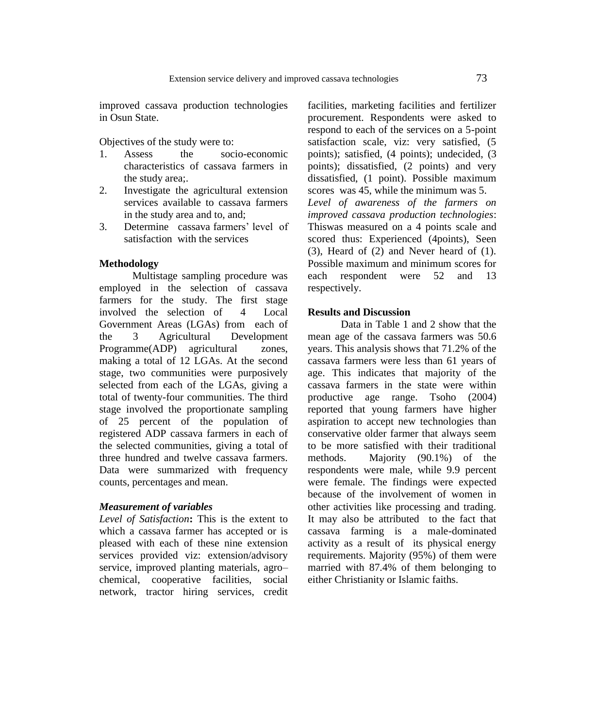improved cassava production technologies in Osun State.

Objectives of the study were to:

1. Assess the socio-economic characteristics of cassava farmers in the study area;.
2. Investigate the agricultural extension services available to cassava farmers in the study area and to, and;
3. Determine cassava farmers' level of satisfaction with the services

## Methodology

Multistage sampling procedure was employed in the selection of cassava farmers for the study. The first stage involved the selection of 4 Local Government Areas (LGAs) from each of the 3 Agricultural Development Programme(ADP) agricultural zones, making a total of 12 LGAs. At the second stage, two communities were purposively selected from each of the LGAs, giving a total of twenty-four communities. The third stage involved the proportionate sampling of 25 percent of the population of registered ADP cassava farmers in each of the selected communities, giving a total of three hundred and twelve cassava farmers. Data were summarized with frequency counts, percentages and mean.

### *Measurement of variables*

*Level of Satisfaction***:** This is the extent to which a cassava farmer has accepted or is pleased with each of these nine extension services provided viz: extension/advisory service, improved planting materials, agro–chemical, cooperative facilities, social network, tractor hiring services, credit facilities, marketing facilities and fertilizer procurement. Respondents were asked to respond to each of the services on a 5-point satisfaction scale, viz: very satisfied, (5 points); satisfied, (4 points); undecided, (3 points); dissatisfied, (2 points) and very dissatisfied, (1 point). Possible maximum scores was 45, while the minimum was 5.

*Level of awareness of the farmers on improved cassava production technologies*: Thiswas measured on a 4 points scale and scored thus: Experienced (4points), Seen (3), Heard of (2) and Never heard of (1). Possible maximum and minimum scores for each respondent were 52 and 13 respectively.

## Results and Discussion

Data in Table 1 and 2 show that the mean age of the cassava farmers was 50.6 years. This analysis shows that 71.2% of the cassava farmers were less than 61 years of age. This indicates that majority of the cassava farmers in the state were within productive age range. Tsoho (2004) reported that young farmers have higher aspiration to accept new technologies than conservative older farmer that always seem to be more satisfied with their traditional methods. Majority (90.1%) of the respondents were male, while 9.9 percent were female. The findings were expected because of the involvement of women in other activities like processing and trading. It may also be attributed to the fact that cassava farming is a male-dominated activity as a result of its physical energy requirements. Majority (95%) of them were married with 87.4% of them belonging to either Christianity or Islamic faiths.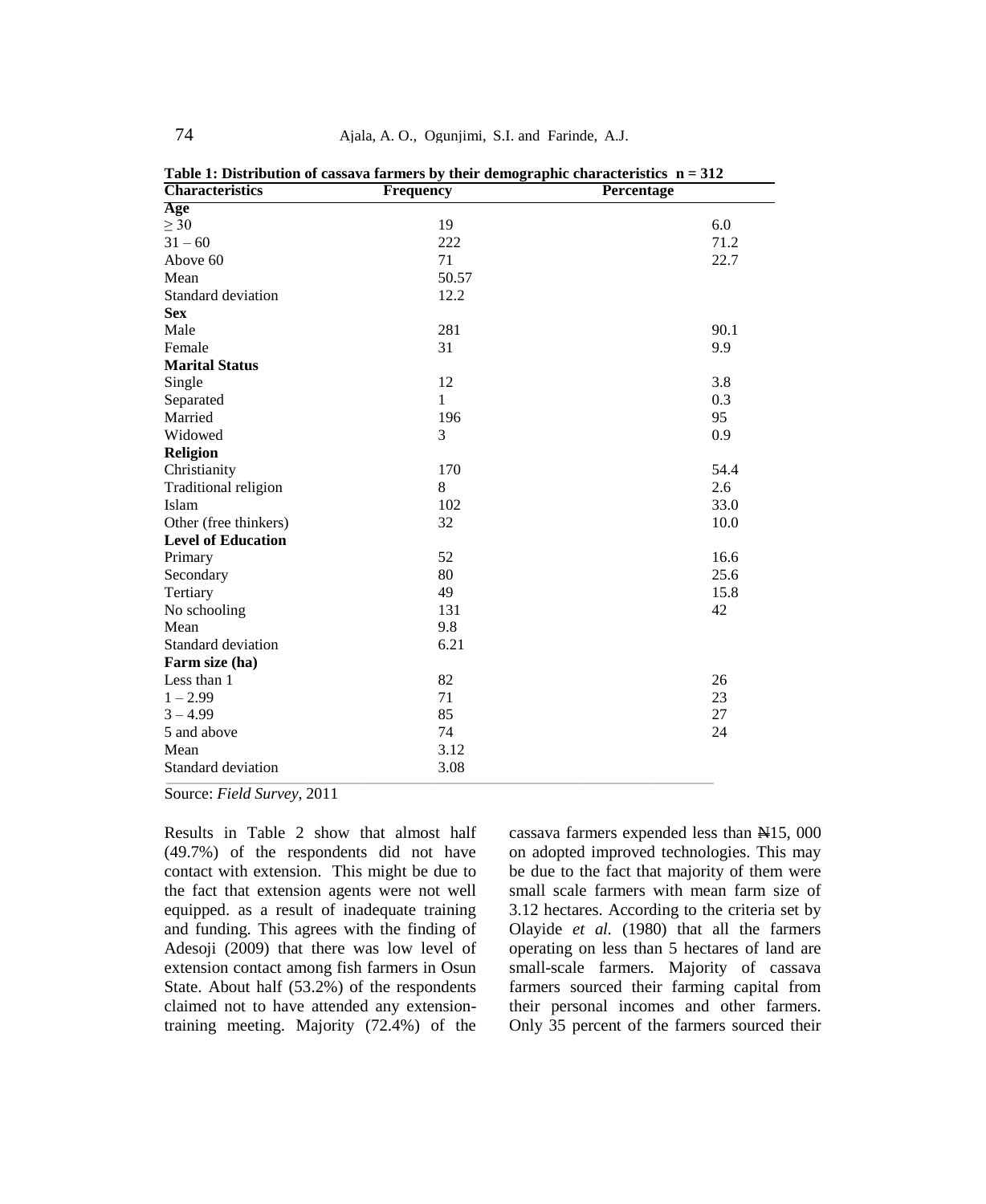Table 1: Distribution of cassava farmers by their demographic characteristics n = 312

| Characteristics | Frequency | Percentage |
|---|---|---|
| **Age** | | |
| ≥ 30 | 19 | 6.0 |
| 31 – 60 | 222 | 71.2 |
| Above 60 | 71 | 22.7 |
| Mean | 50.57 | |
| Standard deviation | 12.2 | |
| **Sex** | | |
| Male | 281 | 90.1 |
| Female | 31 | 9.9 |
| **Marital Status** | | |
| Single | 12 | 3.8 |
| Separated | 1 | 0.3 |
| Married | 196 | 95 |
| Widowed | 3 | 0.9 |
| **Religion** | | |
| Christianity | 170 | 54.4 |
| Traditional religion | 8 | 2.6 |
| Islam | 102 | 33.0 |
| Other (free thinkers) | 32 | 10.0 |
| **Level of Education** | | |
| Primary | 52 | 16.6 |
| Secondary | 80 | 25.6 |
| Tertiary | 49 | 15.8 |
| No schooling | 131 | 42 |
| Mean | 9.8 | |
| Standard deviation | 6.21 | |
| **Farm size (ha)** | | |
| Less than 1 | 82 | 26 |
| 1 – 2.99 | 71 | 23 |
| 3 – 4.99 | 85 | 27 |
| 5 and above | 74 | 24 |
| Mean | 3.12 | |
| Standard deviation | 3.08 | |

Source: *Field Survey*, 2011

Results in Table 2 show that almost half (49.7%) of the respondents did not have contact with extension. This might be due to the fact that extension agents were not well equipped. as a result of inadequate training and funding. This agrees with the finding of Adesoji (2009) that there was low level of extension contact among fish farmers in Osun State. About half (53.2%) of the respondents claimed not to have attended any extension-training meeting. Majority (72.4%) of the cassava farmers expended less than ₦15, 000 on adopted improved technologies. This may be due to the fact that majority of them were small scale farmers with mean farm size of 3.12 hectares. According to the criteria set by Olayide *et al.* (1980) that all the farmers operating on less than 5 hectares of land are small-scale farmers. Majority of cassava farmers sourced their farming capital from their personal incomes and other farmers. Only 35 percent of the farmers sourced their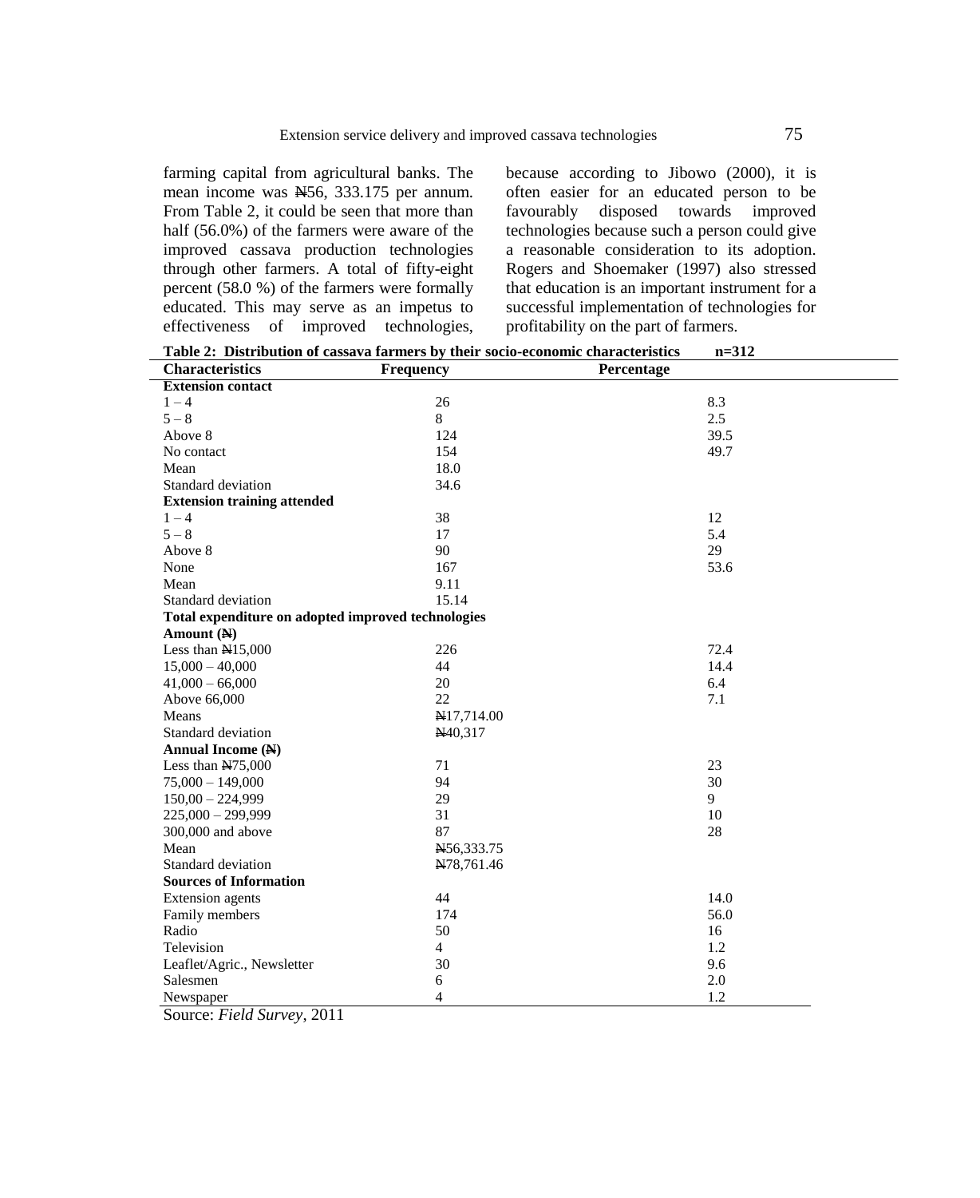farming capital from agricultural banks. The mean income was ₦56, 333.175 per annum. From Table 2, it could be seen that more than half (56.0%) of the farmers were aware of the improved cassava production technologies through other farmers. A total of fifty-eight percent (58.0 %) of the farmers were formally educated. This may serve as an impetus to effectiveness of improved technologies, because according to Jibowo (2000), it is often easier for an educated person to be favourably disposed towards improved technologies because such a person could give a reasonable consideration to its adoption. Rogers and Shoemaker (1997) also stressed that education is an important instrument for a successful implementation of technologies for profitability on the part of farmers.

**Table 2: Distribution of cassava farmers by their socio-economic characteristics n=312**

| Characteristics | Frequency | Percentage |
|---|---|---|
| **Extension contact** | | |
| 1 – 4 | 26 | 8.3 |
| 5 – 8 | 8 | 2.5 |
| Above 8 | 124 | 39.5 |
| No contact | 154 | 49.7 |
| Mean | 18.0 | |
| Standard deviation | 34.6 | |
| **Extension training attended** | | |
| 1 – 4 | 38 | 12 |
| 5 – 8 | 17 | 5.4 |
| Above 8 | 90 | 29 |
| None | 167 | 53.6 |
| Mean | 9.11 | |
| Standard deviation | 15.14 | |
| **Total expenditure on adopted improved technologies** | | |
| **Amount (₦)** | | |
| Less than ₦15,000 | 226 | 72.4 |
| 15,000 – 40,000 | 44 | 14.4 |
| 41,000 – 66,000 | 20 | 6.4 |
| Above 66,000 | 22 | 7.1 |
| Means | ₦17,714.00 | |
| Standard deviation | ₦40,317 | |
| **Annual Income (₦)** | | |
| Less than ₦75,000 | 71 | 23 |
| 75,000 – 149,000 | 94 | 30 |
| 150,00 – 224,999 | 29 | 9 |
| 225,000 – 299,999 | 31 | 10 |
| 300,000 and above | 87 | 28 |
| Mean | ₦56,333.75 | |
| Standard deviation | ₦78,761.46 | |
| **Sources of Information** | | |
| Extension agents | 44 | 14.0 |
| Family members | 174 | 56.0 |
| Radio | 50 | 16 |
| Television | 4 | 1.2 |
| Leaflet/Agric., Newsletter | 30 | 9.6 |
| Salesmen | 6 | 2.0 |
| Newspaper | 4 | 1.2 |

Source: *Field Survey*, 2011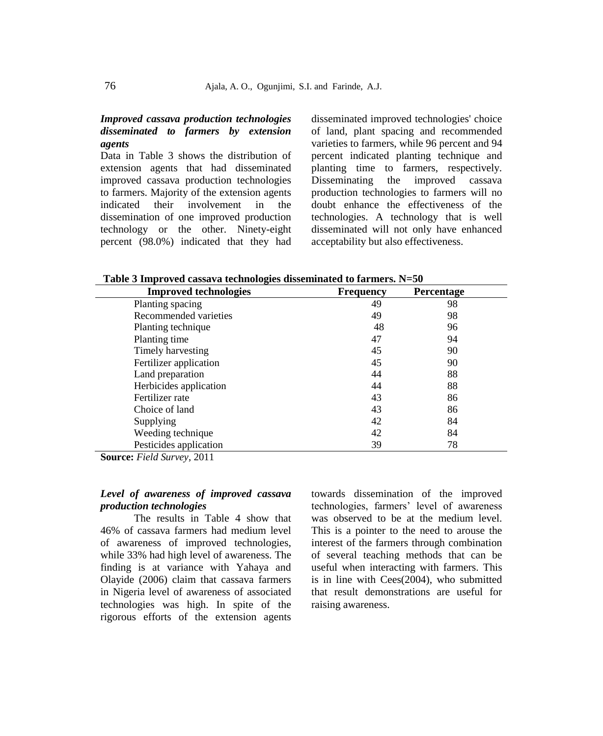### *Improved cassava production technologies disseminated to farmers by extension agents*

Data in Table 3 shows the distribution of extension agents that had disseminated improved cassava production technologies to farmers. Majority of the extension agents indicated their involvement in the dissemination of one improved production technology or the other. Ninety-eight percent (98.0%) indicated that they had disseminated improved technologies' choice of land, plant spacing and recommended varieties to farmers, while 96 percent and 94 percent indicated planting technique and planting time to farmers, respectively. Disseminating the improved cassava production technologies to farmers will no doubt enhance the effectiveness of the technologies. A technology that is well disseminated will not only have enhanced acceptability but also effectiveness.

**Table 3 Improved cassava technologies disseminated to farmers. N=50**

| Improved technologies | Frequency | Percentage |
|---|---|---|
| Planting spacing | 49 | 98 |
| Recommended varieties | 49 | 98 |
| Planting technique | 48 | 96 |
| Planting time | 47 | 94 |
| Timely harvesting | 45 | 90 |
| Fertilizer application | 45 | 90 |
| Land preparation | 44 | 88 |
| Herbicides application | 44 | 88 |
| Fertilizer rate | 43 | 86 |
| Choice of land | 43 | 86 |
| Supplying | 42 | 84 |
| Weeding technique | 42 | 84 |
| Pesticides application | 39 | 78 |

**Source:** *Field Survey*, 2011

### *Level of awareness of improved cassava production technologies*

The results in Table 4 show that 46% of cassava farmers had medium level of awareness of improved technologies, while 33% had high level of awareness. The finding is at variance with Yahaya and Olayide (2006) claim that cassava farmers in Nigeria level of awareness of associated technologies was high. In spite of the rigorous efforts of the extension agents towards dissemination of the improved technologies, farmers' level of awareness was observed to be at the medium level. This is a pointer to the need to arouse the interest of the farmers through combination of several teaching methods that can be useful when interacting with farmers. This is in line with Cees(2004), who submitted that result demonstrations are useful for raising awareness.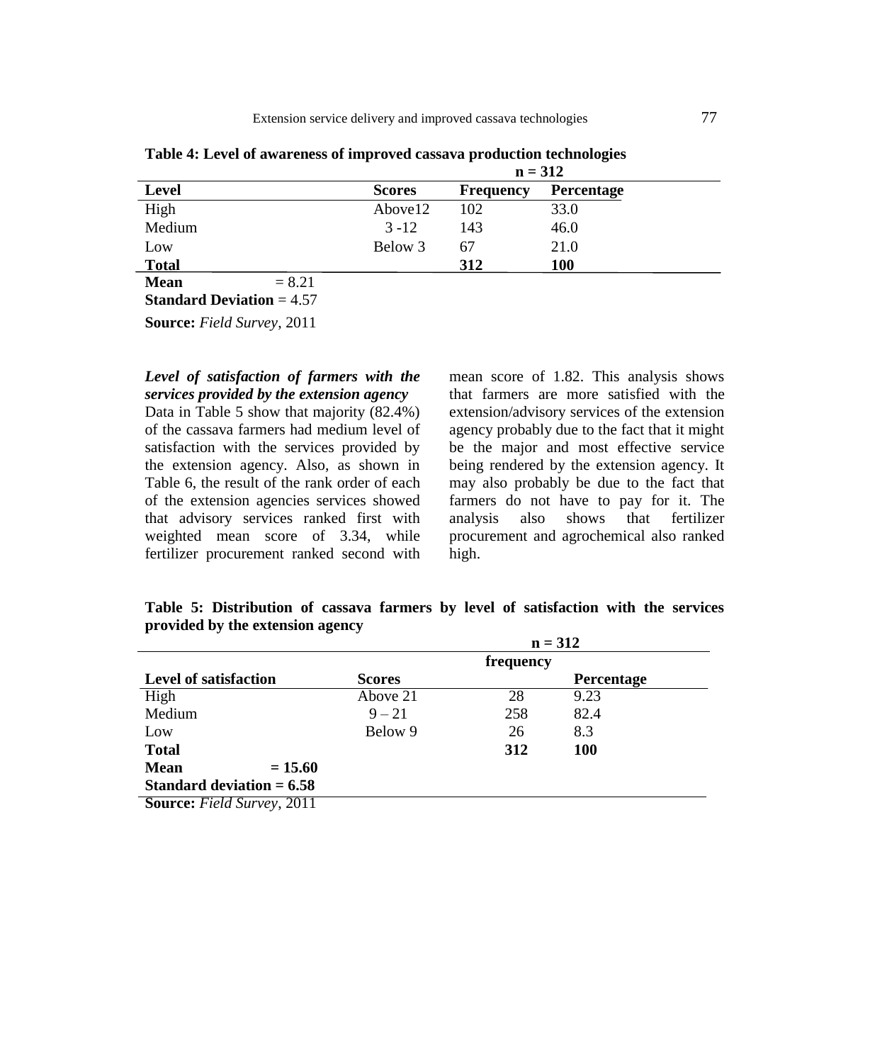**Table 4: Level of awareness of improved cassava production technologies**

n = 312

| Level | Scores | Frequency | Percentage |
|---|---|---|---|
| High | Above12 | 102 | 33.0 |
| Medium | 3 -12 | 143 | 46.0 |
| Low | Below 3 | 67 | 21.0 |
| **Total** | | **312** | **100** |

**Mean** = 8.21

**Standard Deviation** = 4.57

**Source:** *Field Survey*, 2011

***Level of satisfaction of farmers with the services provided by the extension agency***

Data in Table 5 show that majority (82.4%) of the cassava farmers had medium level of satisfaction with the services provided by the extension agency. Also, as shown in Table 6, the result of the rank order of each of the extension agencies services showed that advisory services ranked first with weighted mean score of 3.34, while fertilizer procurement ranked second with mean score of 1.82. This analysis shows that farmers are more satisfied with the extension/advisory services of the extension agency probably due to the fact that it might be the major and most effective service being rendered by the extension agency. It may also probably be due to the fact that farmers do not have to pay for it. The analysis also shows that fertilizer procurement and agrochemical also ranked high.

**Table 5: Distribution of cassava farmers by level of satisfaction with the services provided by the extension agency**

n = 312

| Level of satisfaction | Scores | frequency | Percentage |
|---|---|---|---|
| High | Above 21 | 28 | 9.23 |
| Medium | 9 – 21 | 258 | 82.4 |
| Low | Below 9 | 26 | 8.3 |
| **Total** | | **312** | **100** |

**Mean = 15.60**

**Standard deviation = 6.58**

**Source:** *Field Survey*, 2011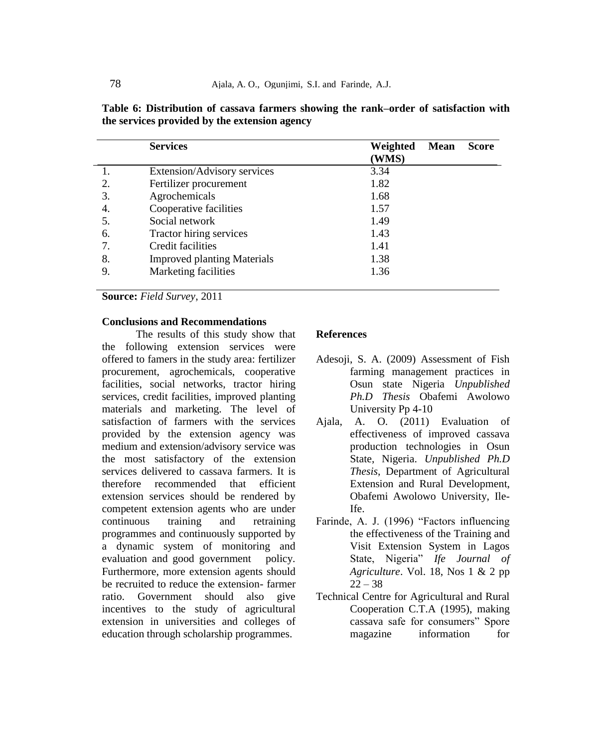**Table 6: Distribution of cassava farmers showing the rank–order of satisfaction with the services provided by the extension agency**

| | Services | Weighted Mean Score (WMS) |
|---|---|---|
| 1. | Extension/Advisory services | 3.34 |
| 2. | Fertilizer procurement | 1.82 |
| 3. | Agrochemicals | 1.68 |
| 4. | Cooperative facilities | 1.57 |
| 5. | Social network | 1.49 |
| 6. | Tractor hiring services | 1.43 |
| 7. | Credit facilities | 1.41 |
| 8. | Improved planting Materials | 1.38 |
| 9. | Marketing facilities | 1.36 |

**Source:** *Field Survey*, 2011

## Conclusions and Recommendations

The results of this study show that the following extension services were offered to famers in the study area: fertilizer procurement, agrochemicals, cooperative facilities, social networks, tractor hiring services, credit facilities, improved planting materials and marketing. The level of satisfaction of farmers with the services provided by the extension agency was medium and extension/advisory service was the most satisfactory of the extension services delivered to cassava farmers. It is therefore recommended that efficient extension services should be rendered by competent extension agents who are under continuous training and retraining programmes and continuously supported by a dynamic system of monitoring and evaluation and good government policy. Furthermore, more extension agents should be recruited to reduce the extension- farmer ratio. Government should also give incentives to the study of agricultural extension in universities and colleges of education through scholarship programmes.

## References

Adesoji, S. A. (2009) Assessment of Fish farming management practices in Osun state Nigeria *Unpublished Ph.D Thesis* Obafemi Awolowo University Pp 4-10

Ajala, A. O. (2011) Evaluation of effectiveness of improved cassava production technologies in Osun State, Nigeria. *Unpublished Ph.D Thesis*, Department of Agricultural Extension and Rural Development, Obafemi Awolowo University, Ile-Ife.

Farinde, A. J. (1996) "Factors influencing the effectiveness of the Training and Visit Extension System in Lagos State, Nigeria" *Ife Journal of Agriculture*. Vol. 18, Nos 1 & 2 pp 22 – 38

Technical Centre for Agricultural and Rural Cooperation C.T.A (1995), making cassava safe for consumers" Spore magazine information for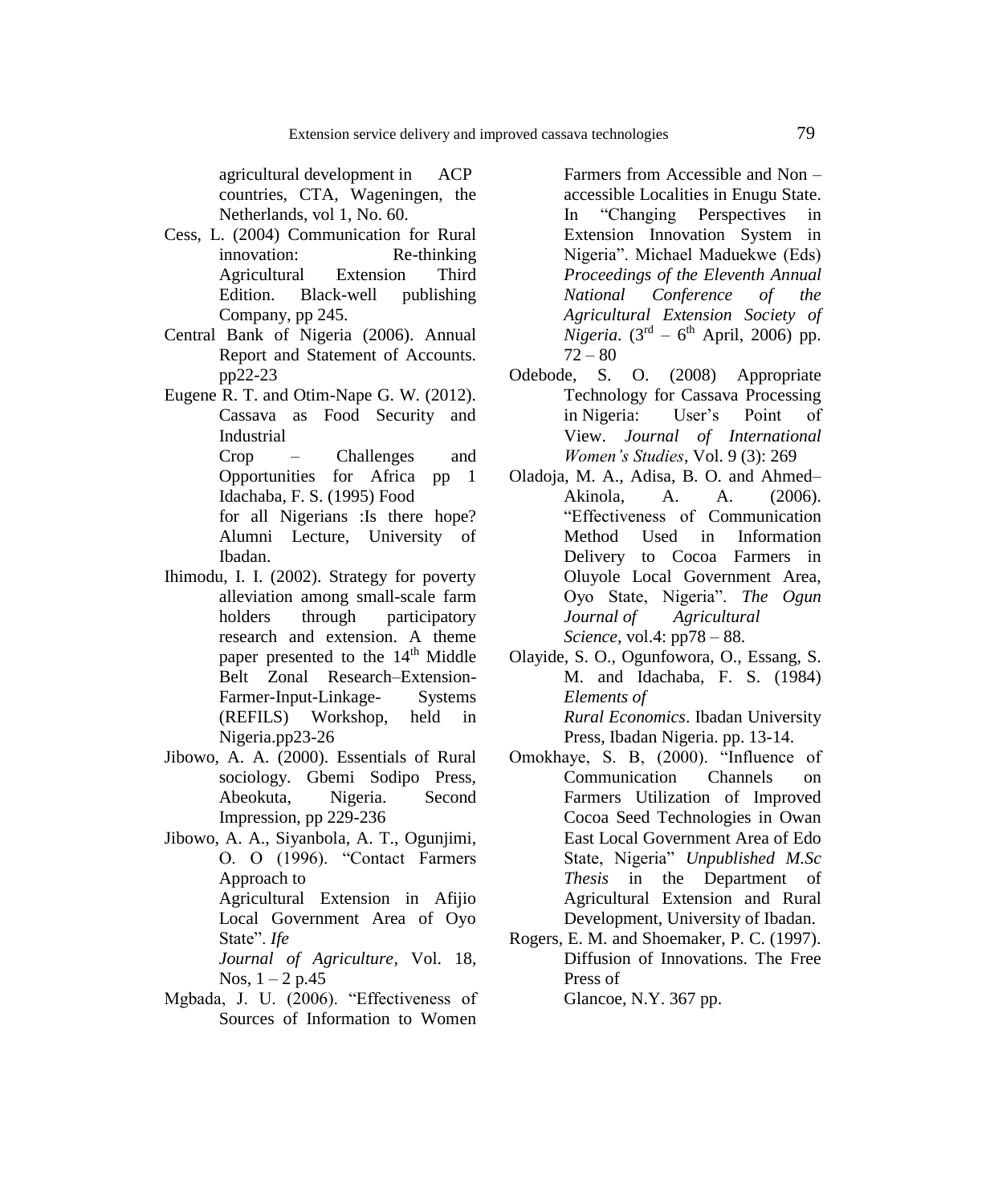agricultural development in ACP countries, CTA, Wageningen, the Netherlands, vol 1, No. 60.

Cess, L. (2004) Communication for Rural innovation: Re-thinking Agricultural Extension Third Edition. Black-well publishing Company, pp 245.

Central Bank of Nigeria (2006). Annual Report and Statement of Accounts. pp22-23

Eugene R. T. and Otim-Nape G. W. (2012). Cassava as Food Security and Industrial Crop – Challenges and Opportunities for Africa pp 1 Idachaba, F. S. (1995) Food for all Nigerians :Is there hope? Alumni Lecture, University of Ibadan.

Ihimodu, I. I. (2002). Strategy for poverty alleviation among small-scale farm holders through participatory research and extension. A theme paper presented to the 14th Middle Belt Zonal Research–Extension-Farmer-Input-Linkage- Systems (REFILS) Workshop, held in Nigeria.pp23-26

Jibowo, A. A. (2000). Essentials of Rural sociology. Gbemi Sodipo Press, Abeokuta, Nigeria. Second Impression, pp 229-236

Jibowo, A. A., Siyanbola, A. T., Ogunjimi, O. O (1996). "Contact Farmers Approach to Agricultural Extension in Afijio Local Government Area of Oyo State". *Ife Journal of Agriculture*, Vol. 18, Nos, 1 – 2 p.45

Mgbada, J. U. (2006). "Effectiveness of Sources of Information to Women Farmers from Accessible and Non – accessible Localities in Enugu State. In "Changing Perspectives in Extension Innovation System in Nigeria". Michael Maduekwe (Eds) *Proceedings of the Eleventh Annual National Conference of the Agricultural Extension Society of Nigeria*. (3rd – 6th April, 2006) pp. 72 – 80

Odebode, S. O. (2008) Appropriate Technology for Cassava Processing in Nigeria: User's Point of View. *Journal of International Women's Studies*, Vol. 9 (3): 269

Oladoja, M. A., Adisa, B. O. and Ahmed–Akinola, A. A. (2006). "Effectiveness of Communication Method Used in Information Delivery to Cocoa Farmers in Oluyole Local Government Area, Oyo State, Nigeria". *The Ogun Journal of Agricultural Science*, vol.4: pp78 – 88.

Olayide, S. O., Ogunfowora, O., Essang, S. M. and Idachaba, F. S. (1984) *Elements of Rural Economics*. Ibadan University Press, Ibadan Nigeria. pp. 13-14.

Omokhaye, S. B, (2000). "Influence of Communication Channels on Farmers Utilization of Improved Cocoa Seed Technologies in Owan East Local Government Area of Edo State, Nigeria" *Unpublished M.Sc Thesis* in the Department of Agricultural Extension and Rural Development, University of Ibadan.

Rogers, E. M. and Shoemaker, P. C. (1997). Diffusion of Innovations. The Free Press of Glancoe, N.Y. 367 pp.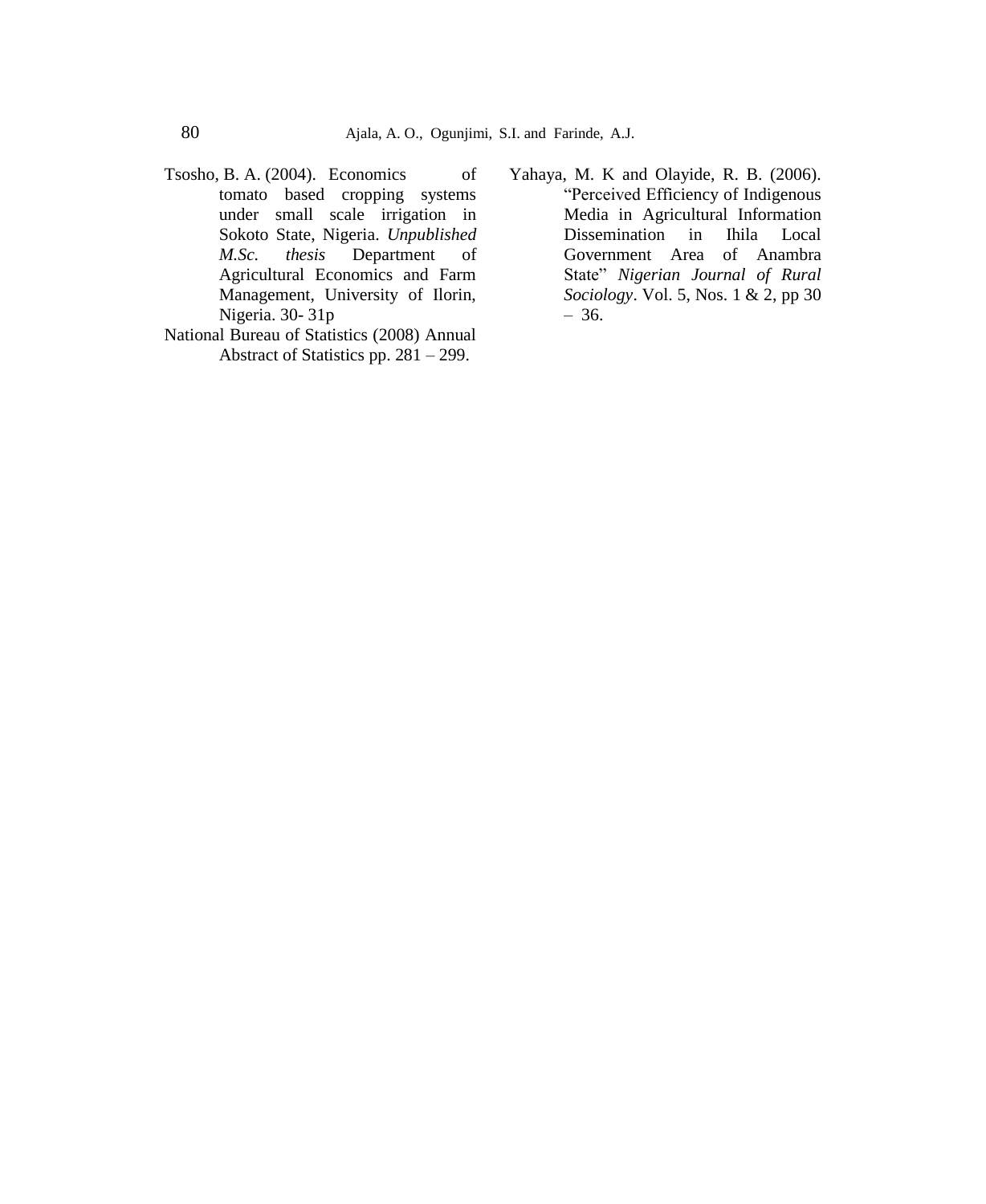Tsosho, B. A. (2004). Economics of tomato based cropping systems under small scale irrigation in Sokoto State, Nigeria. *Unpublished M.Sc. thesis* Department of Agricultural Economics and Farm Management, University of Ilorin, Nigeria. 30- 31p

National Bureau of Statistics (2008) Annual Abstract of Statistics pp. 281 – 299.

Yahaya, M. K and Olayide, R. B. (2006). "Perceived Efficiency of Indigenous Media in Agricultural Information Dissemination in Ihila Local Government Area of Anambra State" *Nigerian Journal of Rural Sociology*. Vol. 5, Nos. 1 & 2, pp 30 – 36.